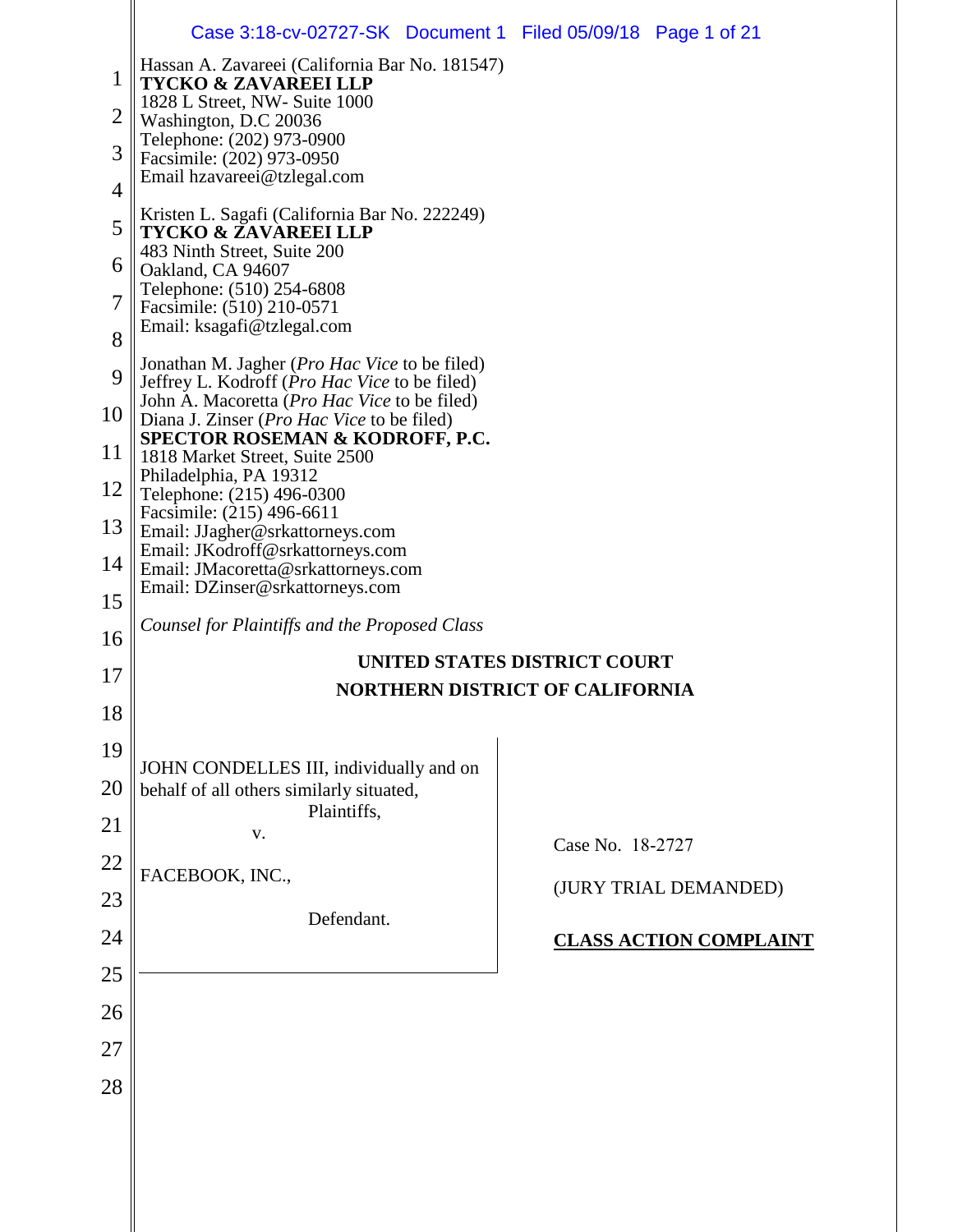Hassan A. Zavareei (California Bar No. 181547)
**TYCKO & ZAVAREEI LLP**
1828 L Street, NW- Suite 1000
Washington, D.C 20036
Telephone: (202) 973-0900
Facsimile: (202) 973-0950
Email hzavareei@tzlegal.com

Kristen L. Sagafi (California Bar No. 222249)
**TYCKO & ZAVAREEI LLP**
483 Ninth Street, Suite 200
Oakland, CA 94607
Telephone: (510) 254-6808
Facsimile: (510) 210-0571
Email: ksagafi@tzlegal.com

Jonathan M. Jagher (*Pro Hac Vice* to be filed)
Jeffrey L. Kodroff (*Pro Hac Vice* to be filed)
John A. Macoretta (*Pro Hac Vice* to be filed)
Diana J. Zinser (*Pro Hac Vice* to be filed)
**SPECTOR ROSEMAN & KODROFF, P.C.**
1818 Market Street, Suite 2500
Philadelphia, PA 19312
Telephone: (215) 496-0300
Facsimile: (215) 496-6611
Email: JJagher@srkattorneys.com
Email: JKodroff@srkattorneys.com
Email: JMacoretta@srkattorneys.com
Email: DZinser@srkattorneys.com

*Counsel for Plaintiffs and the Proposed Class*

**UNITED STATES DISTRICT COURT**
**NORTHERN DISTRICT OF CALIFORNIA**

JOHN CONDELLES III, individually and on behalf of all others similarly situated,

Plaintiffs,

v.

FACEBOOK, INC.,

Defendant.

Case No. 18-2727

(JURY TRIAL DEMANDED)

**CLASS ACTION COMPLAINT**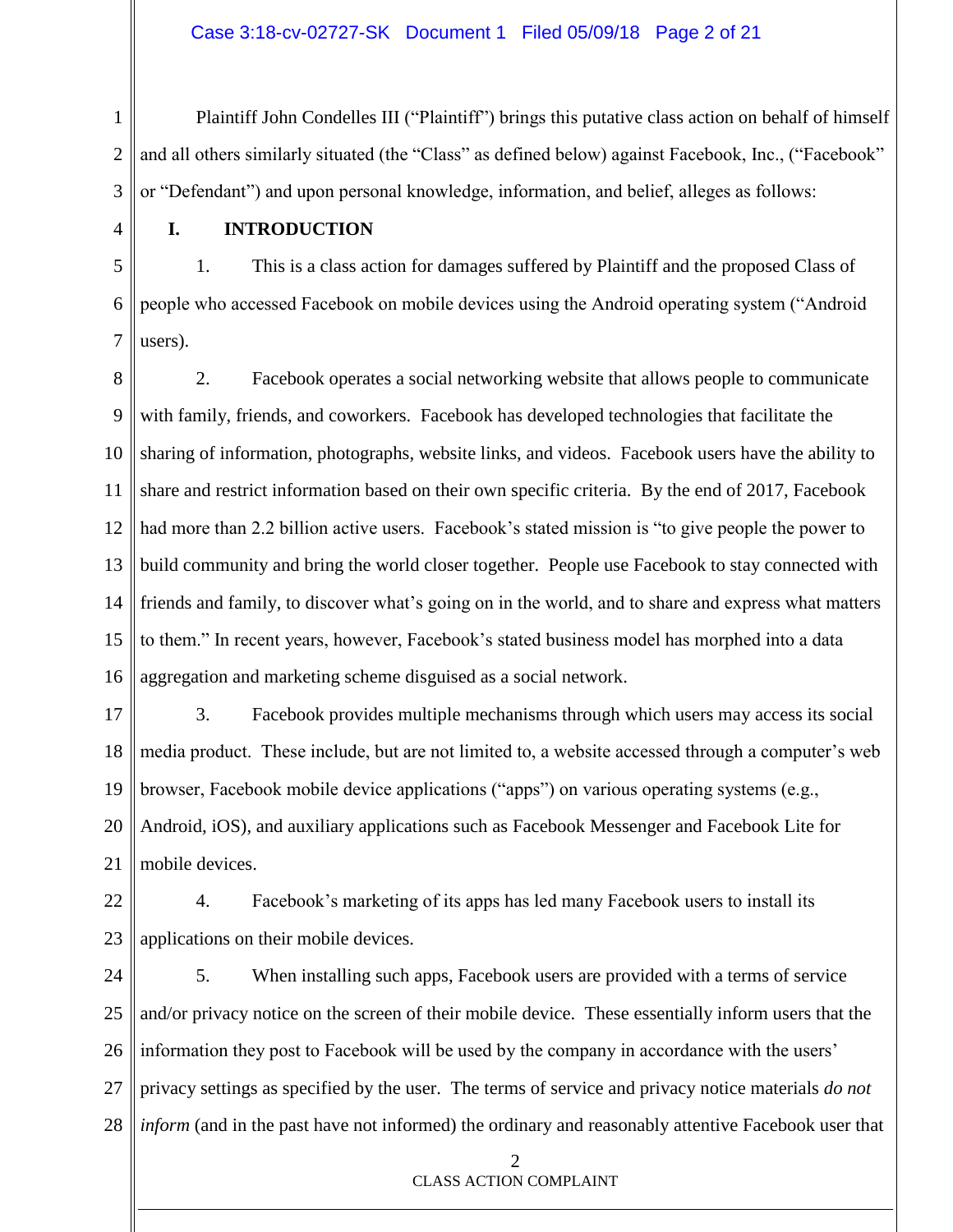Plaintiff John Condelles III ("Plaintiff") brings this putative class action on behalf of himself and all others similarly situated (the "Class" as defined below) against Facebook, Inc., ("Facebook" or "Defendant") and upon personal knowledge, information, and belief, alleges as follows:

## I. INTRODUCTION

1. This is a class action for damages suffered by Plaintiff and the proposed Class of people who accessed Facebook on mobile devices using the Android operating system ("Android users).

2. Facebook operates a social networking website that allows people to communicate with family, friends, and coworkers. Facebook has developed technologies that facilitate the sharing of information, photographs, website links, and videos. Facebook users have the ability to share and restrict information based on their own specific criteria. By the end of 2017, Facebook had more than 2.2 billion active users. Facebook's stated mission is "to give people the power to build community and bring the world closer together. People use Facebook to stay connected with friends and family, to discover what's going on in the world, and to share and express what matters to them." In recent years, however, Facebook's stated business model has morphed into a data aggregation and marketing scheme disguised as a social network.

3. Facebook provides multiple mechanisms through which users may access its social media product. These include, but are not limited to, a website accessed through a computer's web browser, Facebook mobile device applications ("apps") on various operating systems (e.g., Android, iOS), and auxiliary applications such as Facebook Messenger and Facebook Lite for mobile devices.

4. Facebook's marketing of its apps has led many Facebook users to install its applications on their mobile devices.

5. When installing such apps, Facebook users are provided with a terms of service and/or privacy notice on the screen of their mobile device. These essentially inform users that the information they post to Facebook will be used by the company in accordance with the users' privacy settings as specified by the user. The terms of service and privacy notice materials *do not inform* (and in the past have not informed) the ordinary and reasonably attentive Facebook user that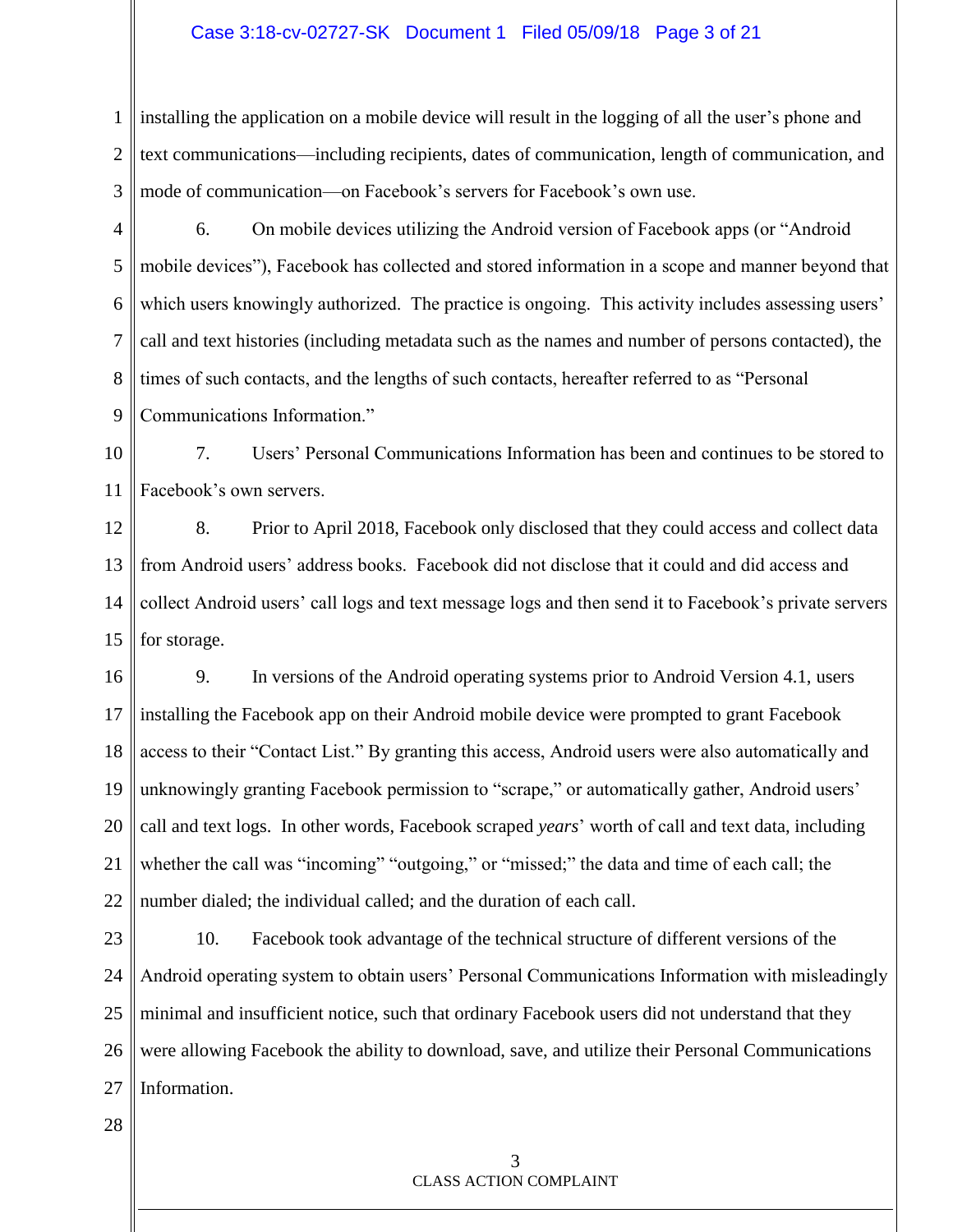installing the application on a mobile device will result in the logging of all the user's phone and text communications—including recipients, dates of communication, length of communication, and mode of communication—on Facebook's servers for Facebook's own use.

6. On mobile devices utilizing the Android version of Facebook apps (or "Android mobile devices"), Facebook has collected and stored information in a scope and manner beyond that which users knowingly authorized. The practice is ongoing. This activity includes assessing users' call and text histories (including metadata such as the names and number of persons contacted), the times of such contacts, and the lengths of such contacts, hereafter referred to as "Personal Communications Information."

7. Users' Personal Communications Information has been and continues to be stored to Facebook's own servers.

8. Prior to April 2018, Facebook only disclosed that they could access and collect data from Android users' address books. Facebook did not disclose that it could and did access and collect Android users' call logs and text message logs and then send it to Facebook's private servers for storage.

9. In versions of the Android operating systems prior to Android Version 4.1, users installing the Facebook app on their Android mobile device were prompted to grant Facebook access to their "Contact List." By granting this access, Android users were also automatically and unknowingly granting Facebook permission to "scrape," or automatically gather, Android users' call and text logs. In other words, Facebook scraped *years*' worth of call and text data, including whether the call was "incoming" "outgoing," or "missed;" the data and time of each call; the number dialed; the individual called; and the duration of each call.

10. Facebook took advantage of the technical structure of different versions of the Android operating system to obtain users' Personal Communications Information with misleadingly minimal and insufficient notice, such that ordinary Facebook users did not understand that they were allowing Facebook the ability to download, save, and utilize their Personal Communications Information.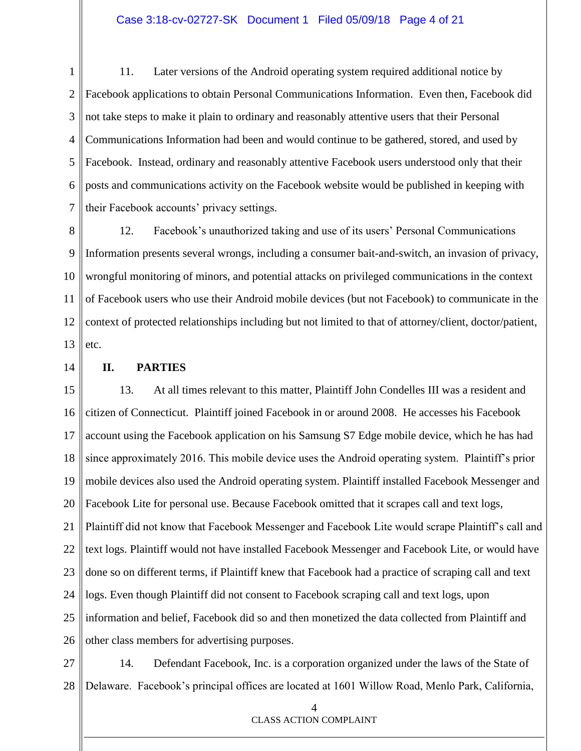11. Later versions of the Android operating system required additional notice by Facebook applications to obtain Personal Communications Information. Even then, Facebook did not take steps to make it plain to ordinary and reasonably attentive users that their Personal Communications Information had been and would continue to be gathered, stored, and used by Facebook. Instead, ordinary and reasonably attentive Facebook users understood only that their posts and communications activity on the Facebook website would be published in keeping with their Facebook accounts' privacy settings.

12. Facebook's unauthorized taking and use of its users' Personal Communications Information presents several wrongs, including a consumer bait-and-switch, an invasion of privacy, wrongful monitoring of minors, and potential attacks on privileged communications in the context of Facebook users who use their Android mobile devices (but not Facebook) to communicate in the context of protected relationships including but not limited to that of attorney/client, doctor/patient, etc.

## II. PARTIES

13. At all times relevant to this matter, Plaintiff John Condelles III was a resident and citizen of Connecticut. Plaintiff joined Facebook in or around 2008. He accesses his Facebook account using the Facebook application on his Samsung S7 Edge mobile device, which he has had since approximately 2016. This mobile device uses the Android operating system. Plaintiff's prior mobile devices also used the Android operating system. Plaintiff installed Facebook Messenger and Facebook Lite for personal use. Because Facebook omitted that it scrapes call and text logs, Plaintiff did not know that Facebook Messenger and Facebook Lite would scrape Plaintiff's call and text logs. Plaintiff would not have installed Facebook Messenger and Facebook Lite, or would have done so on different terms, if Plaintiff knew that Facebook had a practice of scraping call and text logs. Even though Plaintiff did not consent to Facebook scraping call and text logs, upon information and belief, Facebook did so and then monetized the data collected from Plaintiff and other class members for advertising purposes.

14. Defendant Facebook, Inc. is a corporation organized under the laws of the State of Delaware. Facebook's principal offices are located at 1601 Willow Road, Menlo Park, California,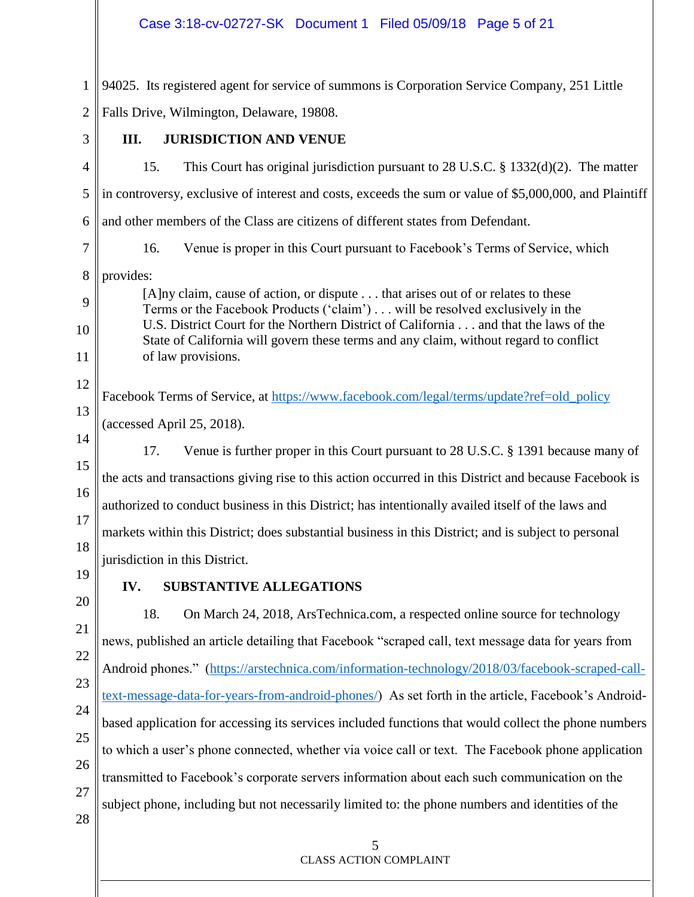94025. Its registered agent for service of summons is Corporation Service Company, 251 Little Falls Drive, Wilmington, Delaware, 19808.

## III. JURISDICTION AND VENUE

15. This Court has original jurisdiction pursuant to 28 U.S.C. § 1332(d)(2). The matter in controversy, exclusive of interest and costs, exceeds the sum or value of $5,000,000, and Plaintiff and other members of the Class are citizens of different states from Defendant.

16. Venue is proper in this Court pursuant to Facebook's Terms of Service, which provides:

> [A]ny claim, cause of action, or dispute . . . that arises out of or relates to these Terms or the Facebook Products ('claim') . . . will be resolved exclusively in the U.S. District Court for the Northern District of California . . . and that the laws of the State of California will govern these terms and any claim, without regard to conflict of law provisions.

Facebook Terms of Service, at https://www.facebook.com/legal/terms/update?ref=old_policy (accessed April 25, 2018).

17. Venue is further proper in this Court pursuant to 28 U.S.C. § 1391 because many of the acts and transactions giving rise to this action occurred in this District and because Facebook is authorized to conduct business in this District; has intentionally availed itself of the laws and markets within this District; does substantial business in this District; and is subject to personal jurisdiction in this District.

## IV. SUBSTANTIVE ALLEGATIONS

18. On March 24, 2018, ArsTechnica.com, a respected online source for technology news, published an article detailing that Facebook "scraped call, text message data for years from Android phones." (https://arstechnica.com/information-technology/2018/03/facebook-scraped-call-text-message-data-for-years-from-android-phones/) As set forth in the article, Facebook's Android-based application for accessing its services included functions that would collect the phone numbers to which a user's phone connected, whether via voice call or text. The Facebook phone application transmitted to Facebook's corporate servers information about each such communication on the subject phone, including but not necessarily limited to: the phone numbers and identities of the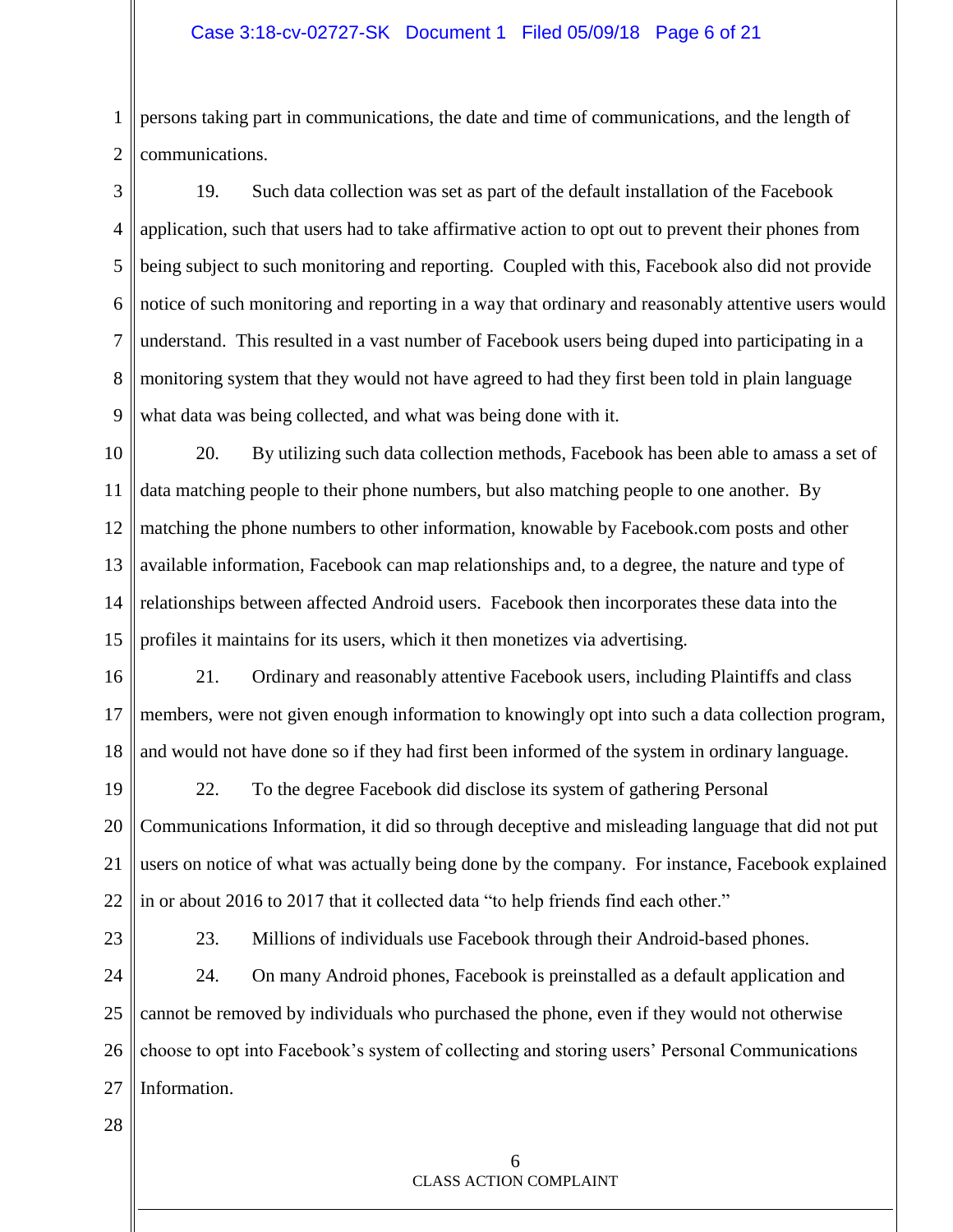persons taking part in communications, the date and time of communications, and the length of communications.

19. Such data collection was set as part of the default installation of the Facebook application, such that users had to take affirmative action to opt out to prevent their phones from being subject to such monitoring and reporting. Coupled with this, Facebook also did not provide notice of such monitoring and reporting in a way that ordinary and reasonably attentive users would understand. This resulted in a vast number of Facebook users being duped into participating in a monitoring system that they would not have agreed to had they first been told in plain language what data was being collected, and what was being done with it.

20. By utilizing such data collection methods, Facebook has been able to amass a set of data matching people to their phone numbers, but also matching people to one another. By matching the phone numbers to other information, knowable by Facebook.com posts and other available information, Facebook can map relationships and, to a degree, the nature and type of relationships between affected Android users. Facebook then incorporates these data into the profiles it maintains for its users, which it then monetizes via advertising.

21. Ordinary and reasonably attentive Facebook users, including Plaintiffs and class members, were not given enough information to knowingly opt into such a data collection program, and would not have done so if they had first been informed of the system in ordinary language.

22. To the degree Facebook did disclose its system of gathering Personal Communications Information, it did so through deceptive and misleading language that did not put users on notice of what was actually being done by the company. For instance, Facebook explained in or about 2016 to 2017 that it collected data "to help friends find each other."

23. Millions of individuals use Facebook through their Android-based phones.

24. On many Android phones, Facebook is preinstalled as a default application and cannot be removed by individuals who purchased the phone, even if they would not otherwise choose to opt into Facebook's system of collecting and storing users' Personal Communications Information.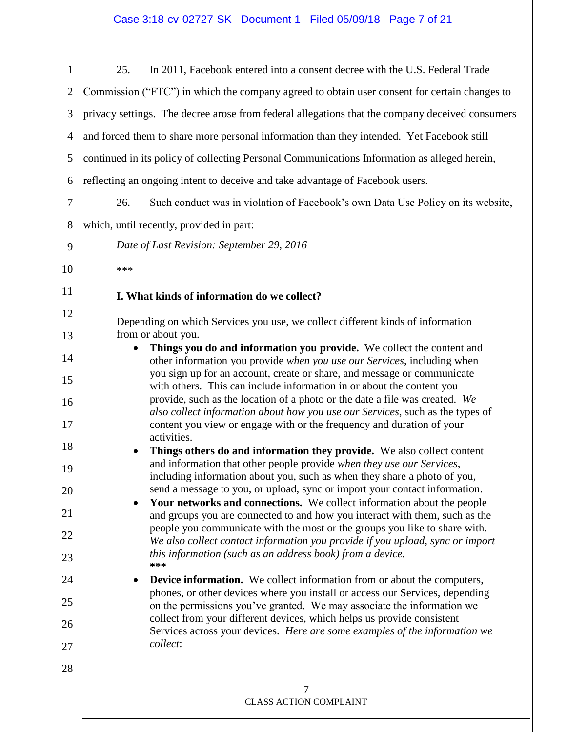25. In 2011, Facebook entered into a consent decree with the U.S. Federal Trade Commission ("FTC") in which the company agreed to obtain user consent for certain changes to privacy settings. The decree arose from federal allegations that the company deceived consumers and forced them to share more personal information than they intended. Yet Facebook still continued in its policy of collecting Personal Communications Information as alleged herein, reflecting an ongoing intent to deceive and take advantage of Facebook users.

26. Such conduct was in violation of Facebook's own Data Use Policy on its website, which, until recently, provided in part:

> *Date of Last Revision: September 29, 2016*
>
> \*\*\*
>
> **I. What kinds of information do we collect?**
>
> Depending on which Services you use, we collect different kinds of information from or about you.
>
> - **Things you do and information you provide.** We collect the content and other information you provide *when you use our Services*, including when you sign up for an account, create or share, and message or communicate with others. This can include information in or about the content you provide, such as the location of a photo or the date a file was created. *We also collect information about how you use our Services*, such as the types of content you view or engage with or the frequency and duration of your activities.
> - **Things others do and information they provide.** We also collect content and information that other people provide *when they use our Services*, including information about you, such as when they share a photo of you, send a message to you, or upload, sync or import your contact information.
> - **Your networks and connections.** We collect information about the people and groups you are connected to and how you interact with them, such as the people you communicate with the most or the groups you like to share with. *We also collect contact information you provide if you upload, sync or import this information (such as an address book) from a device.*
>   **\*\*\***
> - **Device information.** We collect information from or about the computers, phones, or other devices where you install or access our Services, depending on the permissions you've granted. We may associate the information we collect from your different devices, which helps us provide consistent Services across your devices. *Here are some examples of the information we collect*: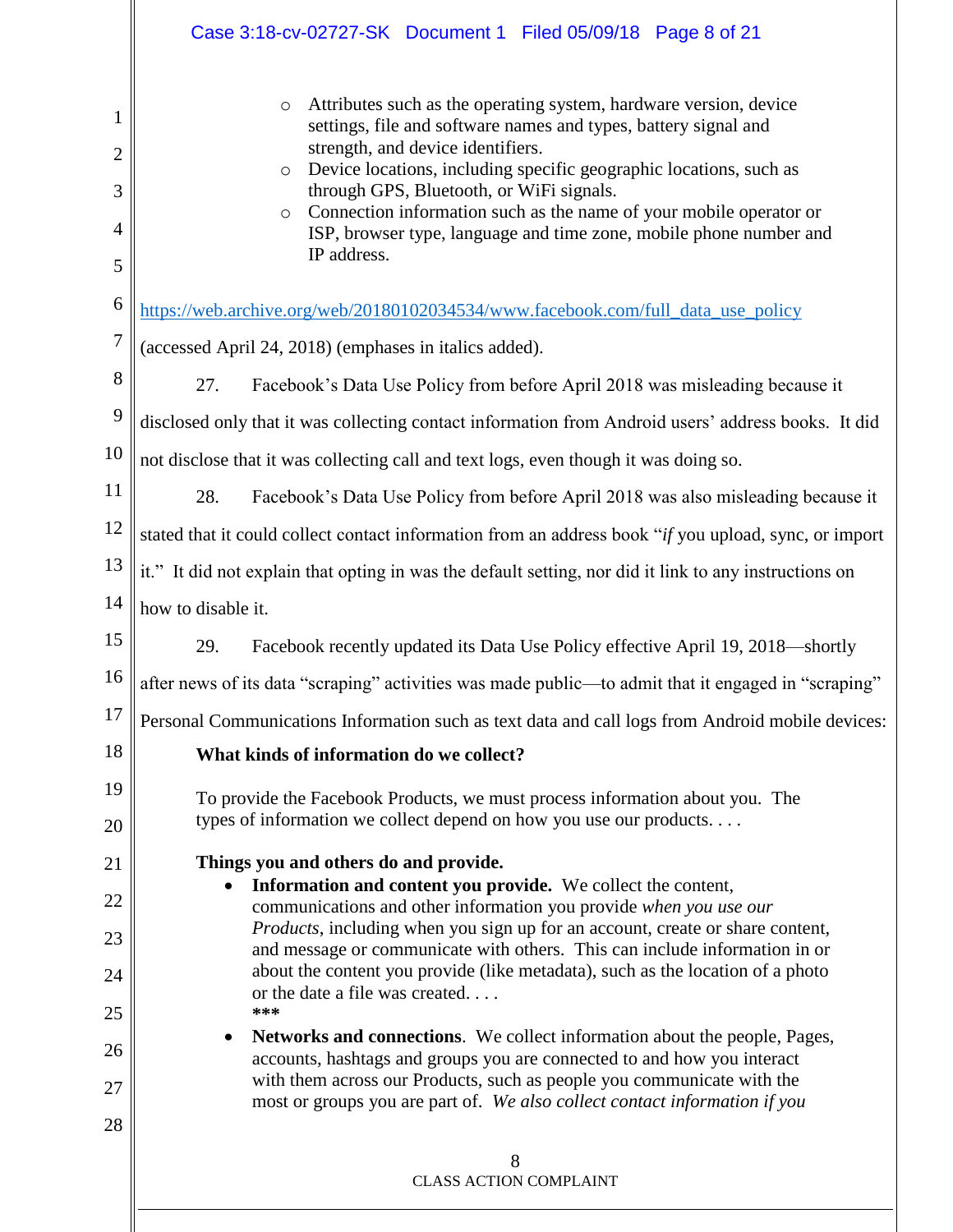- Attributes such as the operating system, hardware version, device settings, file and software names and types, battery signal and strength, and device identifiers.
- Device locations, including specific geographic locations, such as through GPS, Bluetooth, or WiFi signals.
- Connection information such as the name of your mobile operator or ISP, browser type, language and time zone, mobile phone number and IP address.

https://web.archive.org/web/20180102034534/www.facebook.com/full_data_use_policy (accessed April 24, 2018) (emphases in italics added).

27. Facebook's Data Use Policy from before April 2018 was misleading because it disclosed only that it was collecting contact information from Android users' address books. It did not disclose that it was collecting call and text logs, even though it was doing so.

28. Facebook's Data Use Policy from before April 2018 was also misleading because it stated that it could collect contact information from an address book "*if* you upload, sync, or import it." It did not explain that opting in was the default setting, nor did it link to any instructions on how to disable it.

29. Facebook recently updated its Data Use Policy effective April 19, 2018—shortly after news of its data "scraping" activities was made public—to admit that it engaged in "scraping" Personal Communications Information such as text data and call logs from Android mobile devices:

> **What kinds of information do we collect?**
>
> To provide the Facebook Products, we must process information about you. The types of information we collect depend on how you use our products. . . .
>
> **Things you and others do and provide.**
>
> - **Information and content you provide.** We collect the content, communications and other information you provide *when you use our Products*, including when you sign up for an account, create or share content, and message or communicate with others. This can include information in or about the content you provide (like metadata), such as the location of a photo or the date a file was created. . . .
>
> **\*\*\***
>
> - **Networks and connections**. We collect information about the people, Pages, accounts, hashtags and groups you are connected to and how you interact with them across our Products, such as people you communicate with the most or groups you are part of. *We also collect contact information if you*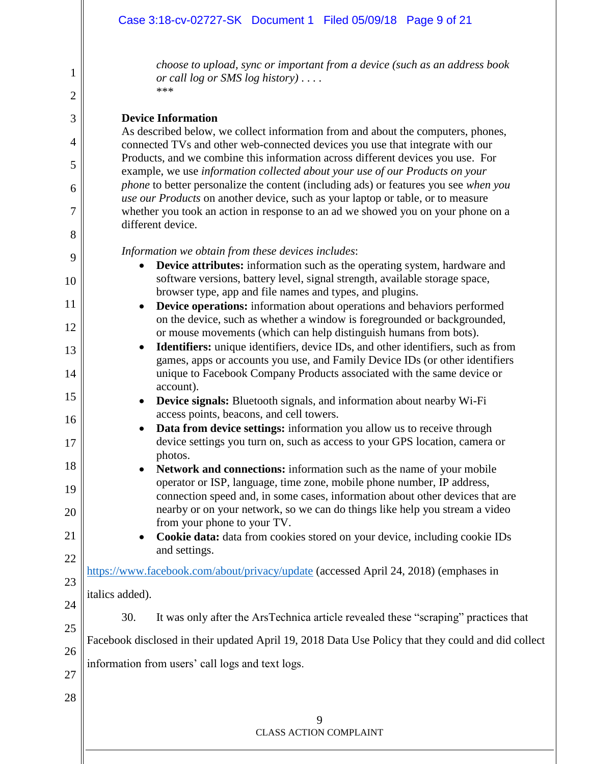*choose to upload, sync or important from a device (such as an address book or call log or SMS log history) . . . .*
*\*\**

**Device Information**
As described below, we collect information from and about the computers, phones, connected TVs and other web-connected devices you use that integrate with our Products, and we combine this information across different devices you use. For example, we use *information collected about your use of our Products on your phone* to better personalize the content (including ads) or features you see *when you use our Products* on another device, such as your laptop or table, or to measure whether you took an action in response to an ad we showed you on your phone on a different device.

*Information we obtain from these devices includes*:

- **Device attributes:** information such as the operating system, hardware and software versions, battery level, signal strength, available storage space, browser type, app and file names and types, and plugins.
- **Device operations:** information about operations and behaviors performed on the device, such as whether a window is foregrounded or backgrounded, or mouse movements (which can help distinguish humans from bots).
- **Identifiers:** unique identifiers, device IDs, and other identifiers, such as from games, apps or accounts you use, and Family Device IDs (or other identifiers unique to Facebook Company Products associated with the same device or account).
- **Device signals:** Bluetooth signals, and information about nearby Wi-Fi access points, beacons, and cell towers.
- **Data from device settings:** information you allow us to receive through device settings you turn on, such as access to your GPS location, camera or photos.
- **Network and connections:** information such as the name of your mobile operator or ISP, language, time zone, mobile phone number, IP address, connection speed and, in some cases, information about other devices that are nearby or on your network, so we can do things like help you stream a video from your phone to your TV.
- **Cookie data:** data from cookies stored on your device, including cookie IDs and settings.

https://www.facebook.com/about/privacy/update (accessed April 24, 2018) (emphases in italics added).

30. It was only after the ArsTechnica article revealed these "scraping" practices that Facebook disclosed in their updated April 19, 2018 Data Use Policy that they could and did collect information from users' call logs and text logs.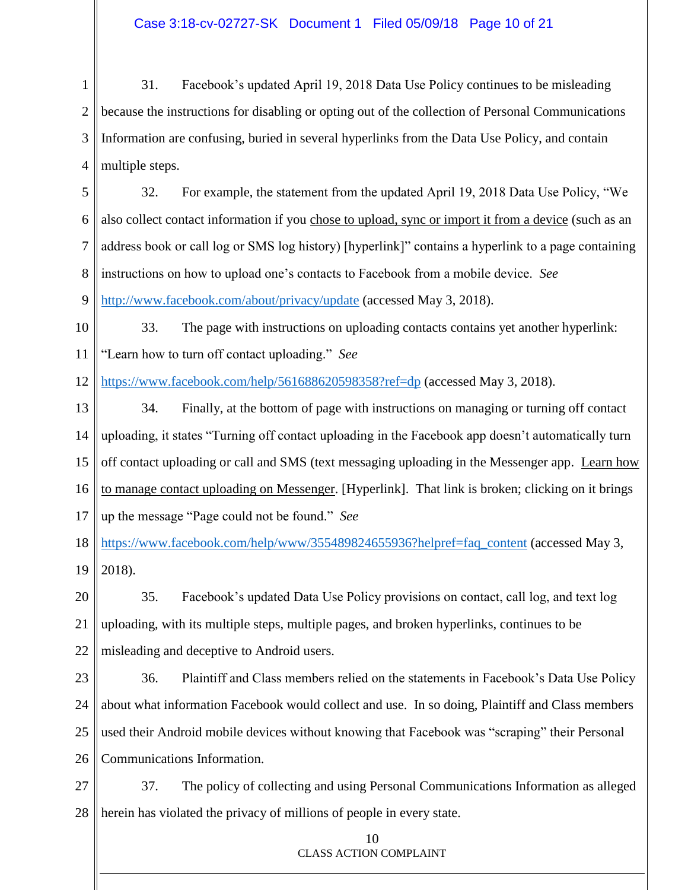31. Facebook's updated April 19, 2018 Data Use Policy continues to be misleading because the instructions for disabling or opting out of the collection of Personal Communications Information are confusing, buried in several hyperlinks from the Data Use Policy, and contain multiple steps.

32. For example, the statement from the updated April 19, 2018 Data Use Policy, "We also collect contact information if you chose to upload, sync or import it from a device (such as an address book or call log or SMS log history) [hyperlink]" contains a hyperlink to a page containing instructions on how to upload one's contacts to Facebook from a mobile device. *See* http://www.facebook.com/about/privacy/update (accessed May 3, 2018).

33. The page with instructions on uploading contacts contains yet another hyperlink: "Learn how to turn off contact uploading." *See* https://www.facebook.com/help/561688620598358?ref=dp (accessed May 3, 2018).

34. Finally, at the bottom of page with instructions on managing or turning off contact uploading, it states "Turning off contact uploading in the Facebook app doesn't automatically turn off contact uploading or call and SMS (text messaging uploading in the Messenger app. Learn how to manage contact uploading on Messenger. [Hyperlink]. That link is broken; clicking on it brings up the message "Page could not be found." *See* https://www.facebook.com/help/www/355489824655936?helpref=faq_content (accessed May 3, 2018).

35. Facebook's updated Data Use Policy provisions on contact, call log, and text log uploading, with its multiple steps, multiple pages, and broken hyperlinks, continues to be misleading and deceptive to Android users.

36. Plaintiff and Class members relied on the statements in Facebook's Data Use Policy about what information Facebook would collect and use. In so doing, Plaintiff and Class members used their Android mobile devices without knowing that Facebook was "scraping" their Personal Communications Information.

37. The policy of collecting and using Personal Communications Information as alleged herein has violated the privacy of millions of people in every state.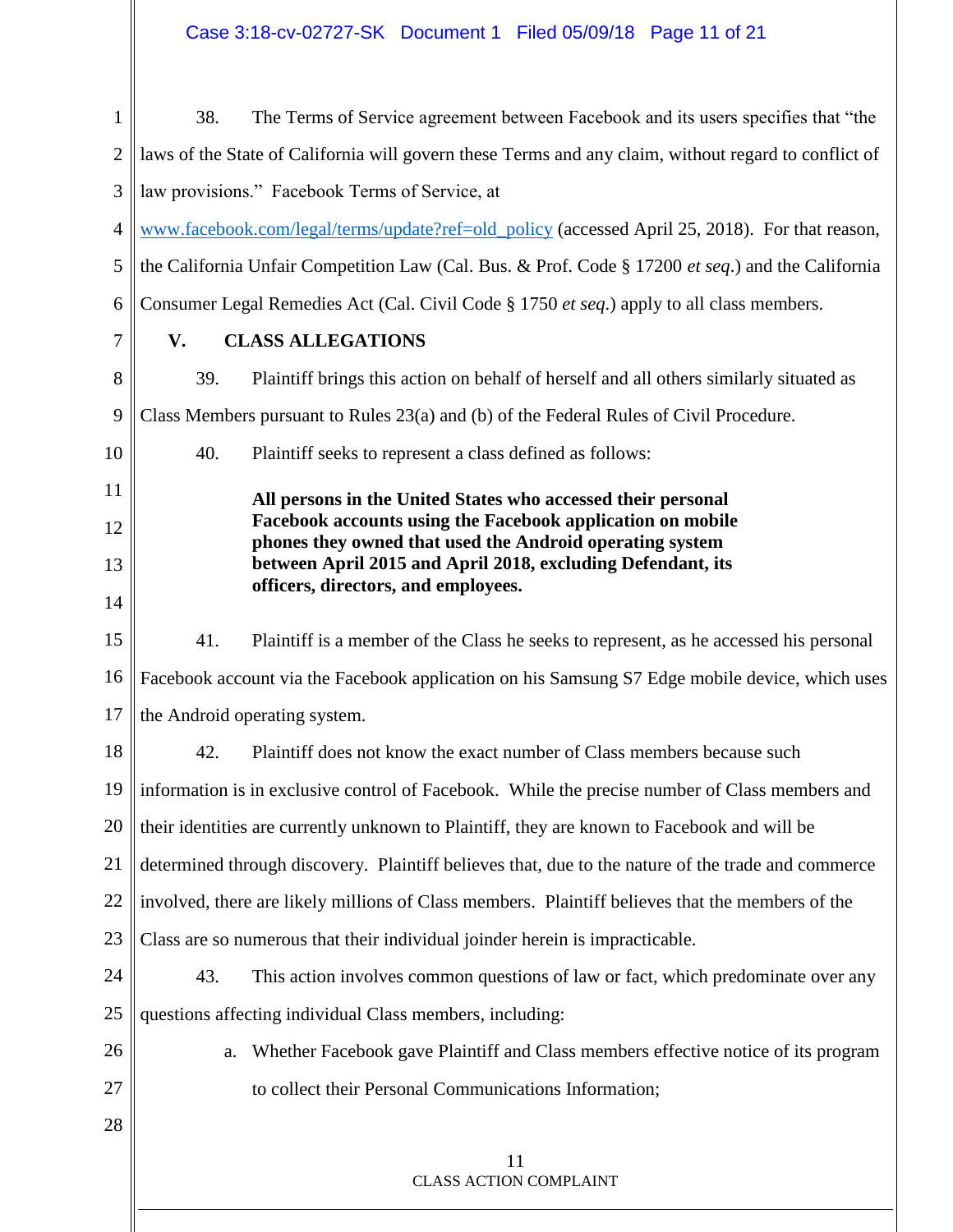38. The Terms of Service agreement between Facebook and its users specifies that "the laws of the State of California will govern these Terms and any claim, without regard to conflict of law provisions." Facebook Terms of Service, at www.facebook.com/legal/terms/update?ref=old_policy (accessed April 25, 2018). For that reason, the California Unfair Competition Law (Cal. Bus. & Prof. Code § 17200 *et seq*.) and the California Consumer Legal Remedies Act (Cal. Civil Code § 1750 *et seq*.) apply to all class members.

## V. CLASS ALLEGATIONS

39. Plaintiff brings this action on behalf of herself and all others similarly situated as Class Members pursuant to Rules 23(a) and (b) of the Federal Rules of Civil Procedure.

40. Plaintiff seeks to represent a class defined as follows:

> **All persons in the United States who accessed their personal Facebook accounts using the Facebook application on mobile phones they owned that used the Android operating system between April 2015 and April 2018, excluding Defendant, its officers, directors, and employees.**

41. Plaintiff is a member of the Class he seeks to represent, as he accessed his personal Facebook account via the Facebook application on his Samsung S7 Edge mobile device, which uses the Android operating system.

42. Plaintiff does not know the exact number of Class members because such information is in exclusive control of Facebook. While the precise number of Class members and their identities are currently unknown to Plaintiff, they are known to Facebook and will be determined through discovery. Plaintiff believes that, due to the nature of the trade and commerce involved, there are likely millions of Class members. Plaintiff believes that the members of the Class are so numerous that their individual joinder herein is impracticable.

43. This action involves common questions of law or fact, which predominate over any questions affecting individual Class members, including:

a. Whether Facebook gave Plaintiff and Class members effective notice of its program to collect their Personal Communications Information;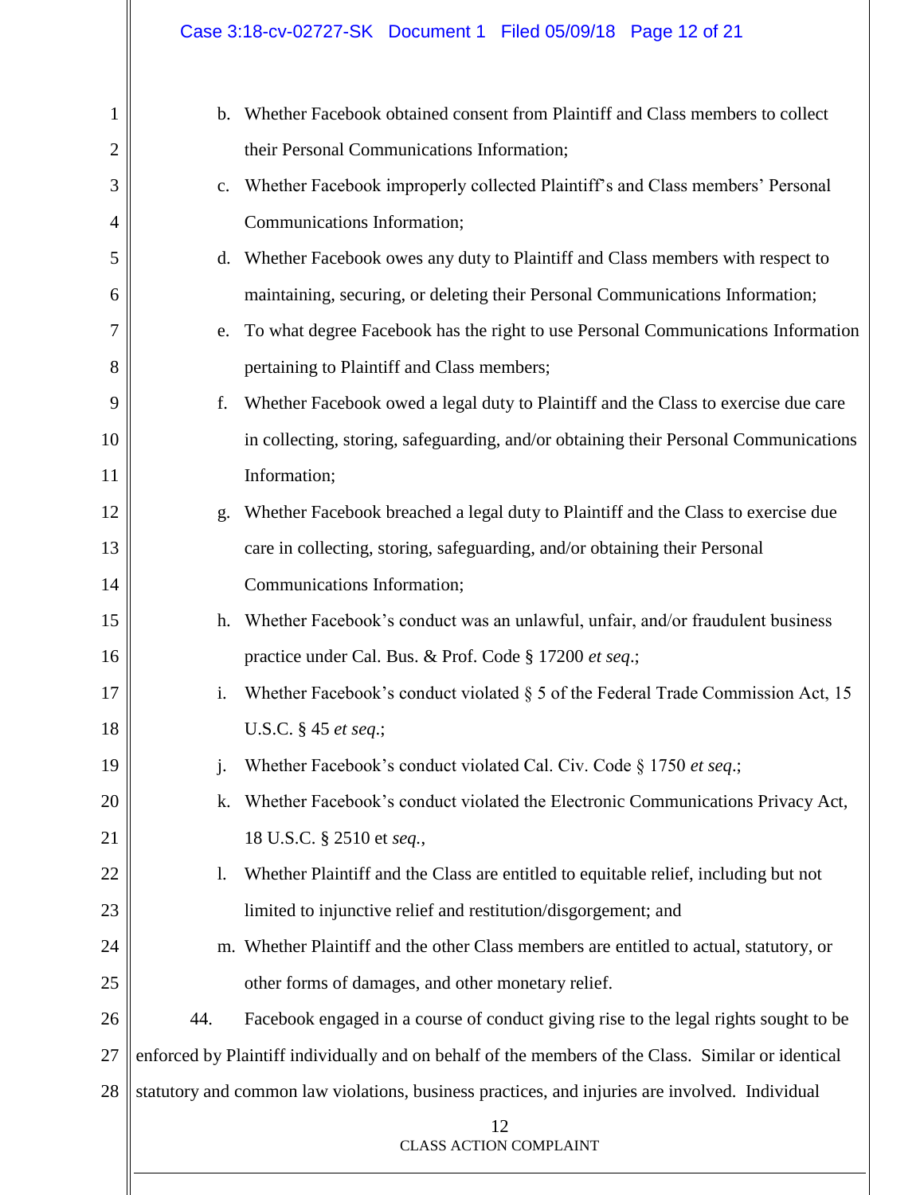b. Whether Facebook obtained consent from Plaintiff and Class members to collect their Personal Communications Information;

c. Whether Facebook improperly collected Plaintiff's and Class members' Personal Communications Information;

d. Whether Facebook owes any duty to Plaintiff and Class members with respect to maintaining, securing, or deleting their Personal Communications Information;

e. To what degree Facebook has the right to use Personal Communications Information pertaining to Plaintiff and Class members;

f. Whether Facebook owed a legal duty to Plaintiff and the Class to exercise due care in collecting, storing, safeguarding, and/or obtaining their Personal Communications Information;

g. Whether Facebook breached a legal duty to Plaintiff and the Class to exercise due care in collecting, storing, safeguarding, and/or obtaining their Personal Communications Information;

h. Whether Facebook's conduct was an unlawful, unfair, and/or fraudulent business practice under Cal. Bus. & Prof. Code § 17200 *et seq*.;

i. Whether Facebook's conduct violated § 5 of the Federal Trade Commission Act, 15 U.S.C. § 45 *et seq*.;

j. Whether Facebook's conduct violated Cal. Civ. Code § 1750 *et seq*.;

k. Whether Facebook's conduct violated the Electronic Communications Privacy Act, 18 U.S.C. § 2510 et *seq.*,

l. Whether Plaintiff and the Class are entitled to equitable relief, including but not limited to injunctive relief and restitution/disgorgement; and

m. Whether Plaintiff and the other Class members are entitled to actual, statutory, or other forms of damages, and other monetary relief.

44. Facebook engaged in a course of conduct giving rise to the legal rights sought to be enforced by Plaintiff individually and on behalf of the members of the Class. Similar or identical statutory and common law violations, business practices, and injuries are involved. Individual

CLASS ACTION COMPLAINT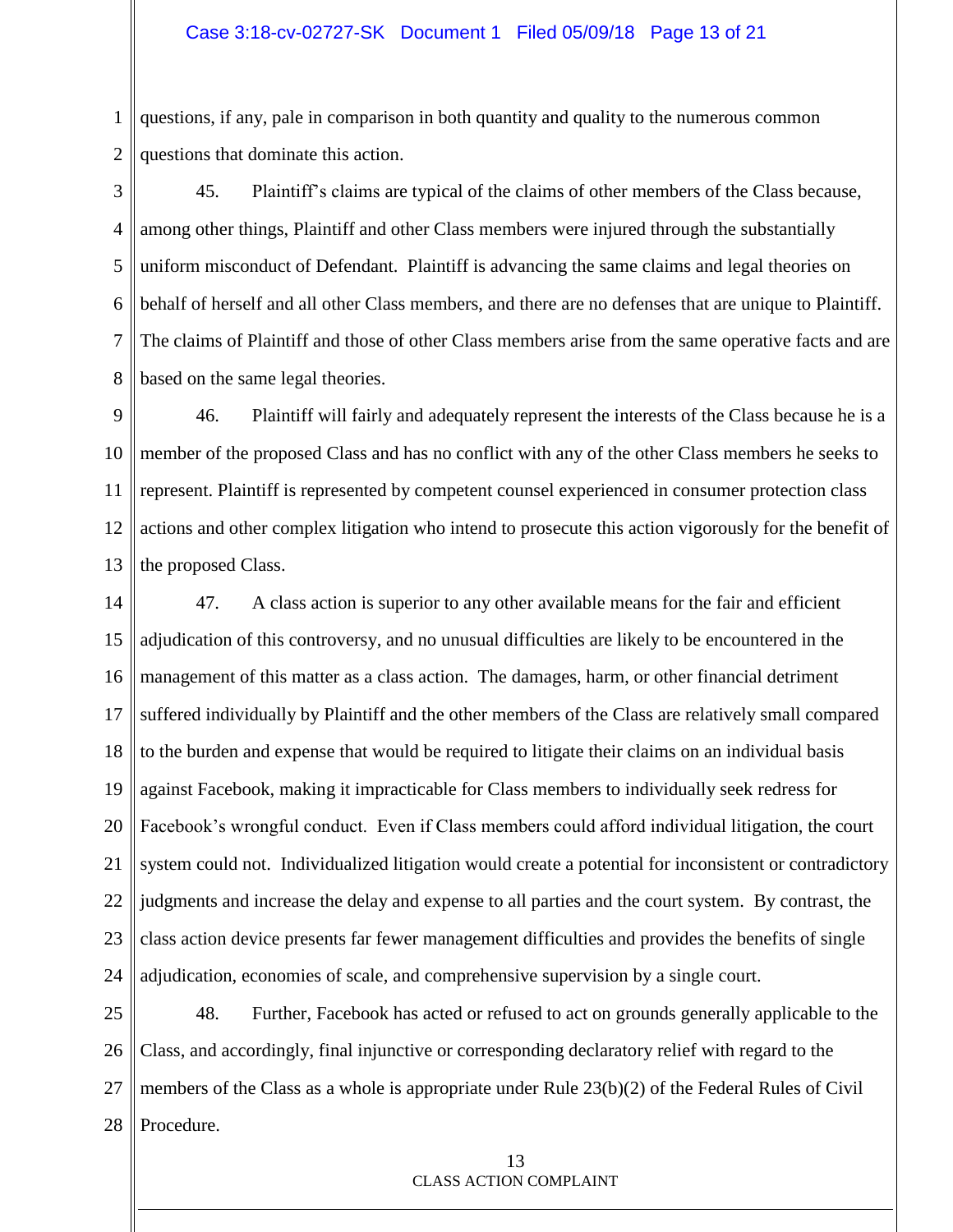questions, if any, pale in comparison in both quantity and quality to the numerous common questions that dominate this action.

45. Plaintiff's claims are typical of the claims of other members of the Class because, among other things, Plaintiff and other Class members were injured through the substantially uniform misconduct of Defendant. Plaintiff is advancing the same claims and legal theories on behalf of herself and all other Class members, and there are no defenses that are unique to Plaintiff. The claims of Plaintiff and those of other Class members arise from the same operative facts and are based on the same legal theories.

46. Plaintiff will fairly and adequately represent the interests of the Class because he is a member of the proposed Class and has no conflict with any of the other Class members he seeks to represent. Plaintiff is represented by competent counsel experienced in consumer protection class actions and other complex litigation who intend to prosecute this action vigorously for the benefit of the proposed Class.

47. A class action is superior to any other available means for the fair and efficient adjudication of this controversy, and no unusual difficulties are likely to be encountered in the management of this matter as a class action. The damages, harm, or other financial detriment suffered individually by Plaintiff and the other members of the Class are relatively small compared to the burden and expense that would be required to litigate their claims on an individual basis against Facebook, making it impracticable for Class members to individually seek redress for Facebook's wrongful conduct. Even if Class members could afford individual litigation, the court system could not. Individualized litigation would create a potential for inconsistent or contradictory judgments and increase the delay and expense to all parties and the court system. By contrast, the class action device presents far fewer management difficulties and provides the benefits of single adjudication, economies of scale, and comprehensive supervision by a single court.

48. Further, Facebook has acted or refused to act on grounds generally applicable to the Class, and accordingly, final injunctive or corresponding declaratory relief with regard to the members of the Class as a whole is appropriate under Rule 23(b)(2) of the Federal Rules of Civil Procedure.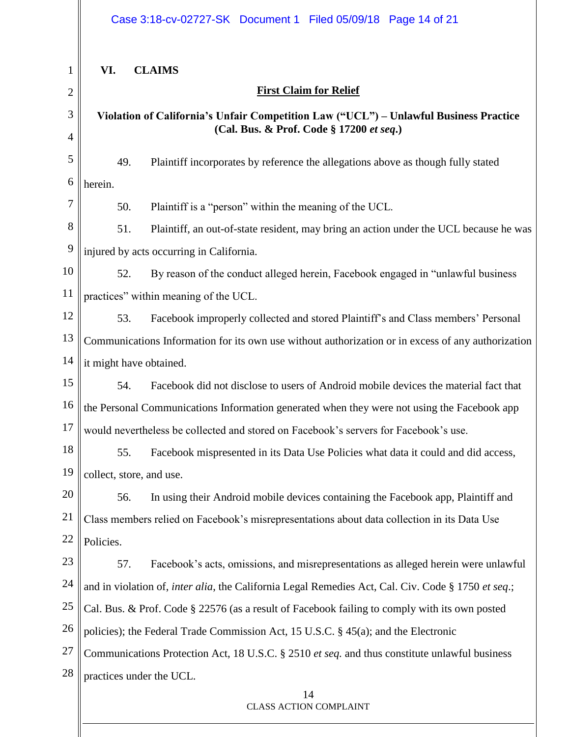## VI. CLAIMS

**First Claim for Relief**

**Violation of California's Unfair Competition Law ("UCL") – Unlawful Business Practice (Cal. Bus. & Prof. Code § 17200 *et seq.*)**

49. Plaintiff incorporates by reference the allegations above as though fully stated herein.

50. Plaintiff is a "person" within the meaning of the UCL.

51. Plaintiff, an out-of-state resident, may bring an action under the UCL because he was injured by acts occurring in California.

52. By reason of the conduct alleged herein, Facebook engaged in "unlawful business practices" within meaning of the UCL.

53. Facebook improperly collected and stored Plaintiff's and Class members' Personal Communications Information for its own use without authorization or in excess of any authorization it might have obtained.

54. Facebook did not disclose to users of Android mobile devices the material fact that the Personal Communications Information generated when they were not using the Facebook app would nevertheless be collected and stored on Facebook's servers for Facebook's use.

55. Facebook mispresented in its Data Use Policies what data it could and did access, collect, store, and use.

56. In using their Android mobile devices containing the Facebook app, Plaintiff and Class members relied on Facebook's misrepresentations about data collection in its Data Use Policies.

57. Facebook's acts, omissions, and misrepresentations as alleged herein were unlawful and in violation of, *inter alia*, the California Legal Remedies Act, Cal. Civ. Code § 1750 *et seq.*; Cal. Bus. & Prof. Code § 22576 (as a result of Facebook failing to comply with its own posted policies); the Federal Trade Commission Act, 15 U.S.C. § 45(a); and the Electronic Communications Protection Act, 18 U.S.C. § 2510 *et seq.* and thus constitute unlawful business practices under the UCL.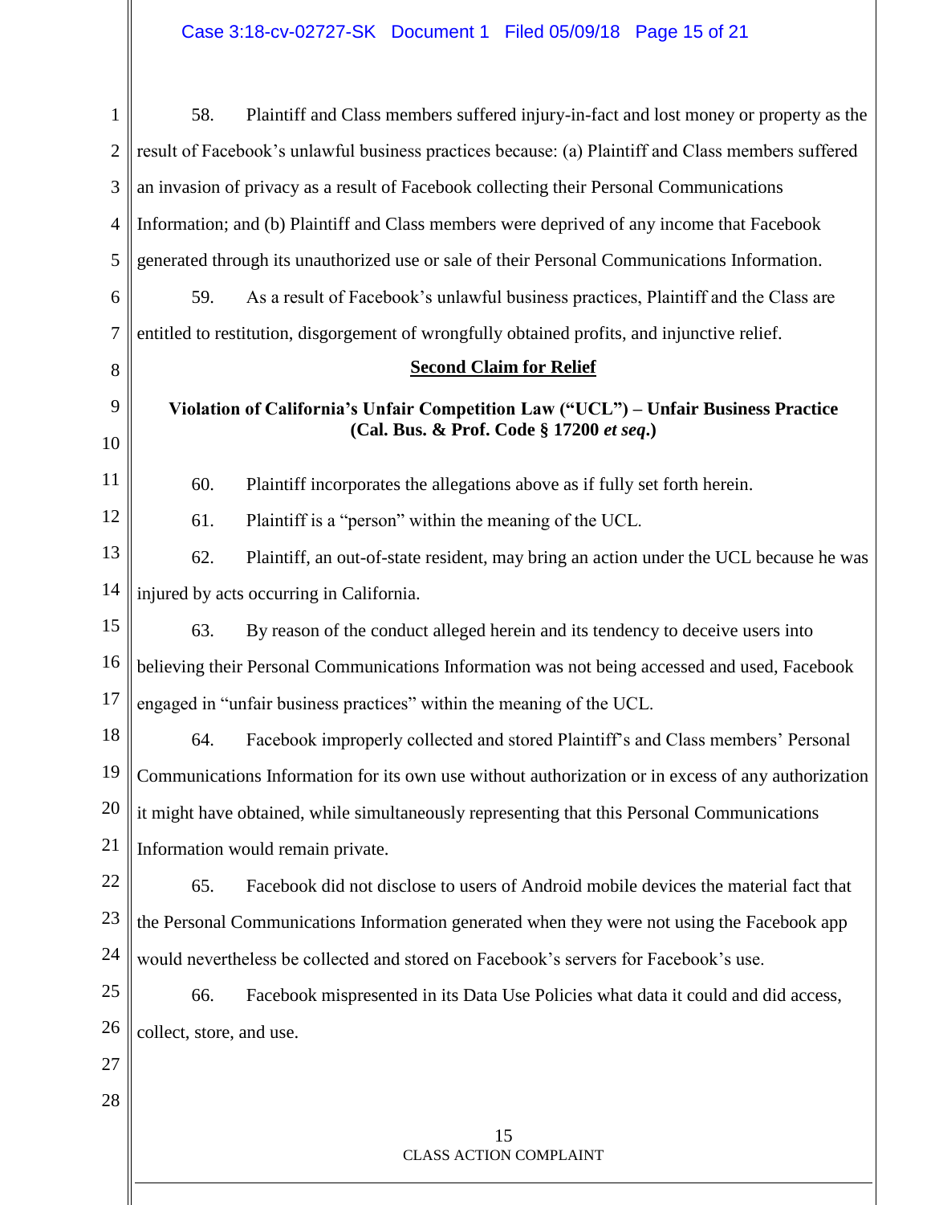58. Plaintiff and Class members suffered injury-in-fact and lost money or property as the result of Facebook's unlawful business practices because: (a) Plaintiff and Class members suffered an invasion of privacy as a result of Facebook collecting their Personal Communications Information; and (b) Plaintiff and Class members were deprived of any income that Facebook generated through its unauthorized use or sale of their Personal Communications Information.

59. As a result of Facebook's unlawful business practices, Plaintiff and the Class are entitled to restitution, disgorgement of wrongfully obtained profits, and injunctive relief.

## Second Claim for Relief

**Violation of California's Unfair Competition Law ("UCL") – Unfair Business Practice (Cal. Bus. & Prof. Code § 17200 *et seq*.)**

60. Plaintiff incorporates the allegations above as if fully set forth herein.

61. Plaintiff is a "person" within the meaning of the UCL.

62. Plaintiff, an out-of-state resident, may bring an action under the UCL because he was injured by acts occurring in California.

63. By reason of the conduct alleged herein and its tendency to deceive users into believing their Personal Communications Information was not being accessed and used, Facebook engaged in "unfair business practices" within the meaning of the UCL.

64. Facebook improperly collected and stored Plaintiff's and Class members' Personal Communications Information for its own use without authorization or in excess of any authorization it might have obtained, while simultaneously representing that this Personal Communications Information would remain private.

65. Facebook did not disclose to users of Android mobile devices the material fact that the Personal Communications Information generated when they were not using the Facebook app would nevertheless be collected and stored on Facebook's servers for Facebook's use.

66. Facebook mispresented in its Data Use Policies what data it could and did access, collect, store, and use.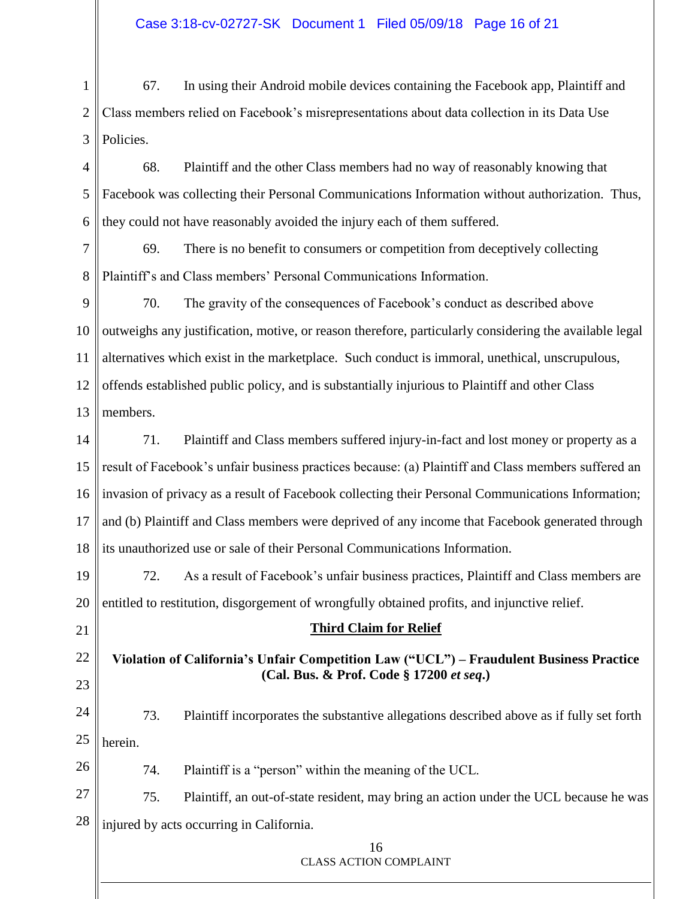67. In using their Android mobile devices containing the Facebook app, Plaintiff and Class members relied on Facebook's misrepresentations about data collection in its Data Use Policies.

68. Plaintiff and the other Class members had no way of reasonably knowing that Facebook was collecting their Personal Communications Information without authorization. Thus, they could not have reasonably avoided the injury each of them suffered.

69. There is no benefit to consumers or competition from deceptively collecting Plaintiff's and Class members' Personal Communications Information.

70. The gravity of the consequences of Facebook's conduct as described above outweighs any justification, motive, or reason therefore, particularly considering the available legal alternatives which exist in the marketplace. Such conduct is immoral, unethical, unscrupulous, offends established public policy, and is substantially injurious to Plaintiff and other Class members.

71. Plaintiff and Class members suffered injury-in-fact and lost money or property as a result of Facebook's unfair business practices because: (a) Plaintiff and Class members suffered an invasion of privacy as a result of Facebook collecting their Personal Communications Information; and (b) Plaintiff and Class members were deprived of any income that Facebook generated through its unauthorized use or sale of their Personal Communications Information.

72. As a result of Facebook's unfair business practices, Plaintiff and Class members are entitled to restitution, disgorgement of wrongfully obtained profits, and injunctive relief.

## Third Claim for Relief

### Violation of California's Unfair Competition Law ("UCL") – Fraudulent Business Practice (Cal. Bus. & Prof. Code § 17200 *et seq*.)

73. Plaintiff incorporates the substantive allegations described above as if fully set forth herein.

74. Plaintiff is a "person" within the meaning of the UCL.

75. Plaintiff, an out-of-state resident, may bring an action under the UCL because he was injured by acts occurring in California.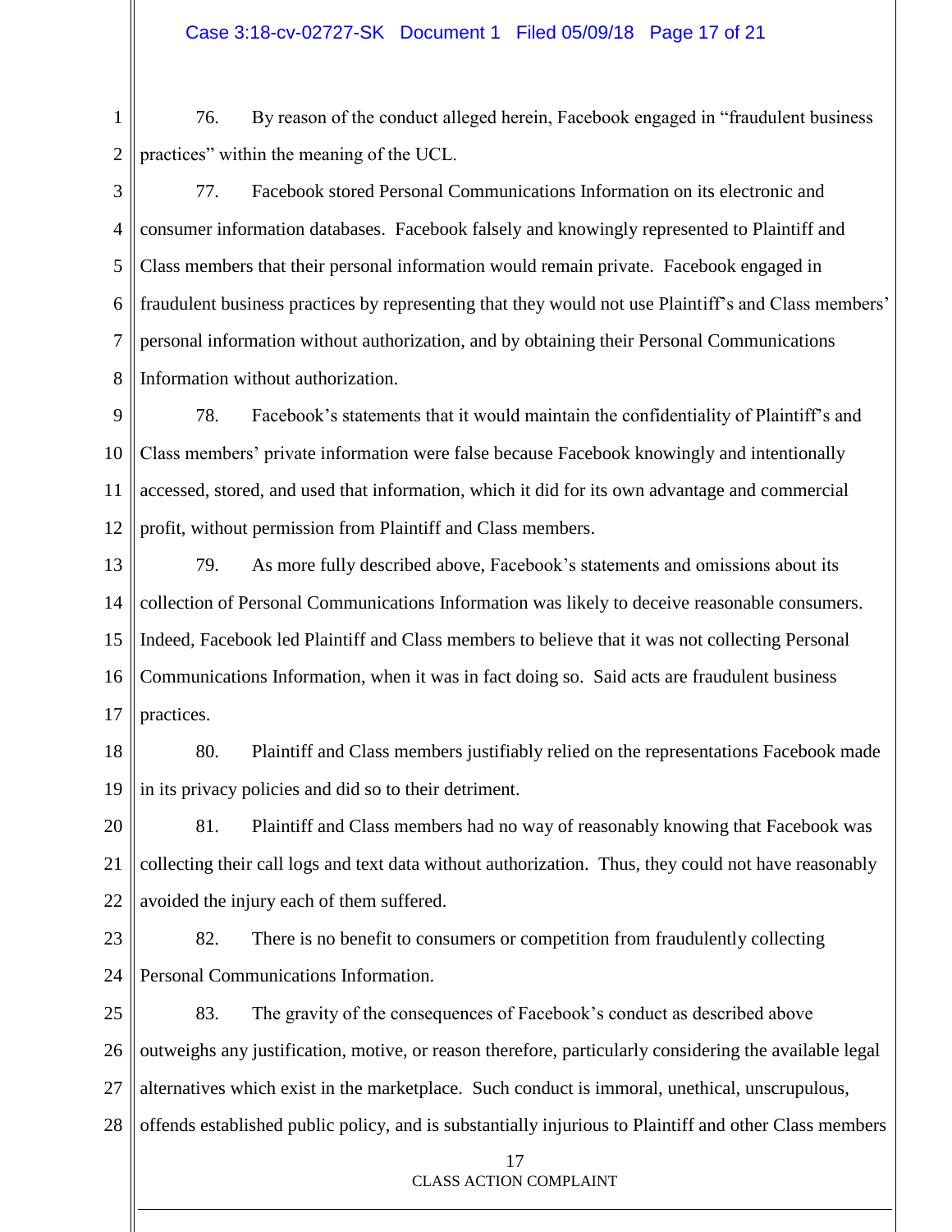76. By reason of the conduct alleged herein, Facebook engaged in "fraudulent business practices" within the meaning of the UCL.

77. Facebook stored Personal Communications Information on its electronic and consumer information databases. Facebook falsely and knowingly represented to Plaintiff and Class members that their personal information would remain private. Facebook engaged in fraudulent business practices by representing that they would not use Plaintiff's and Class members' personal information without authorization, and by obtaining their Personal Communications Information without authorization.

78. Facebook's statements that it would maintain the confidentiality of Plaintiff's and Class members' private information were false because Facebook knowingly and intentionally accessed, stored, and used that information, which it did for its own advantage and commercial profit, without permission from Plaintiff and Class members.

79. As more fully described above, Facebook's statements and omissions about its collection of Personal Communications Information was likely to deceive reasonable consumers. Indeed, Facebook led Plaintiff and Class members to believe that it was not collecting Personal Communications Information, when it was in fact doing so. Said acts are fraudulent business practices.

80. Plaintiff and Class members justifiably relied on the representations Facebook made in its privacy policies and did so to their detriment.

81. Plaintiff and Class members had no way of reasonably knowing that Facebook was collecting their call logs and text data without authorization. Thus, they could not have reasonably avoided the injury each of them suffered.

82. There is no benefit to consumers or competition from fraudulently collecting Personal Communications Information.

83. The gravity of the consequences of Facebook's conduct as described above outweighs any justification, motive, or reason therefore, particularly considering the available legal alternatives which exist in the marketplace. Such conduct is immoral, unethical, unscrupulous, offends established public policy, and is substantially injurious to Plaintiff and other Class members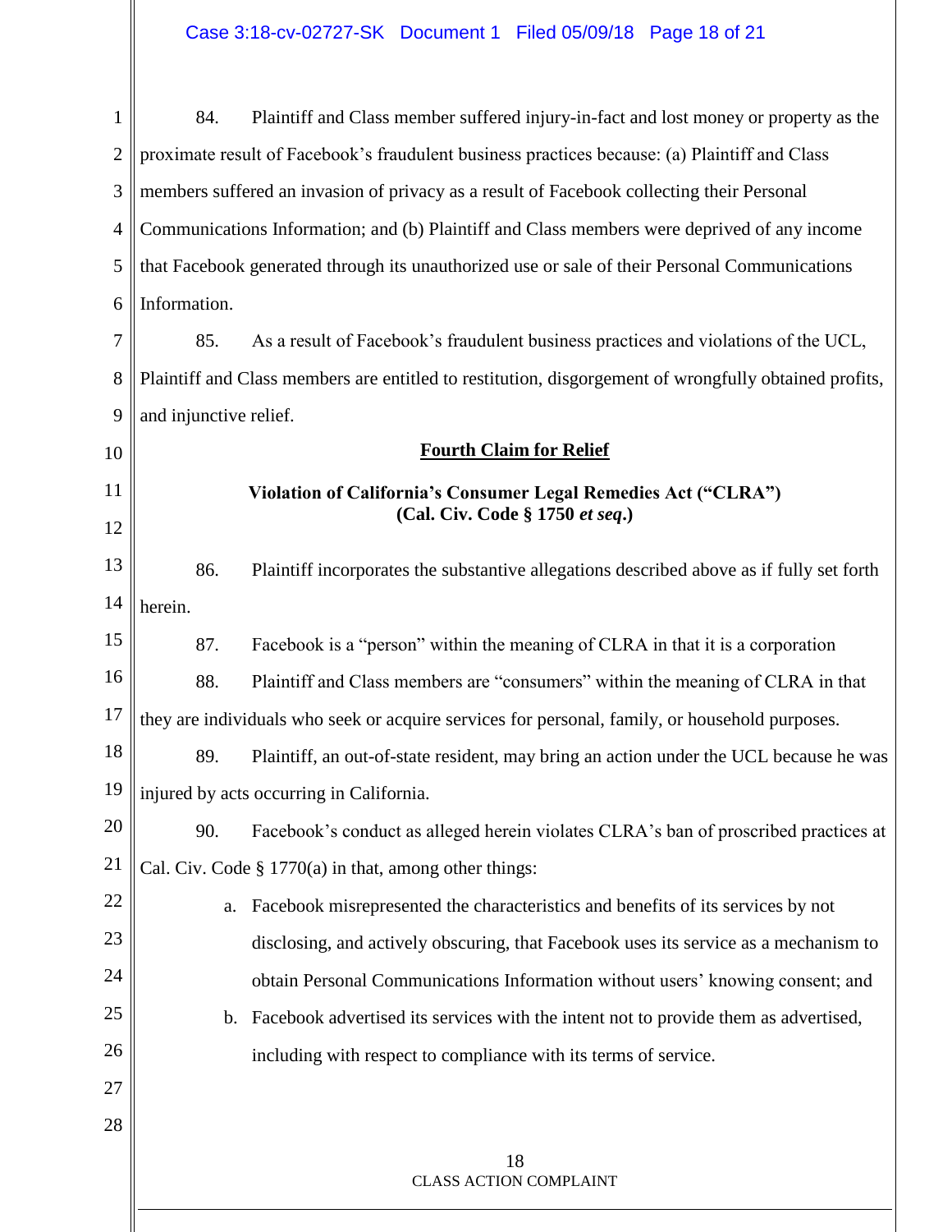84. Plaintiff and Class member suffered injury-in-fact and lost money or property as the proximate result of Facebook's fraudulent business practices because: (a) Plaintiff and Class members suffered an invasion of privacy as a result of Facebook collecting their Personal Communications Information; and (b) Plaintiff and Class members were deprived of any income that Facebook generated through its unauthorized use or sale of their Personal Communications Information.

85. As a result of Facebook's fraudulent business practices and violations of the UCL, Plaintiff and Class members are entitled to restitution, disgorgement of wrongfully obtained profits, and injunctive relief.

## <u>Fourth Claim for Relief</u>

### Violation of California's Consumer Legal Remedies Act ("CLRA") (Cal. Civ. Code § 1750 *et seq*.)

86. Plaintiff incorporates the substantive allegations described above as if fully set forth herein.

87. Facebook is a "person" within the meaning of CLRA in that it is a corporation

88. Plaintiff and Class members are "consumers" within the meaning of CLRA in that they are individuals who seek or acquire services for personal, family, or household purposes.

89. Plaintiff, an out-of-state resident, may bring an action under the UCL because he was injured by acts occurring in California.

90. Facebook's conduct as alleged herein violates CLRA's ban of proscribed practices at Cal. Civ. Code § 1770(a) in that, among other things:

a. Facebook misrepresented the characteristics and benefits of its services by not disclosing, and actively obscuring, that Facebook uses its service as a mechanism to obtain Personal Communications Information without users' knowing consent; and

b. Facebook advertised its services with the intent not to provide them as advertised, including with respect to compliance with its terms of service.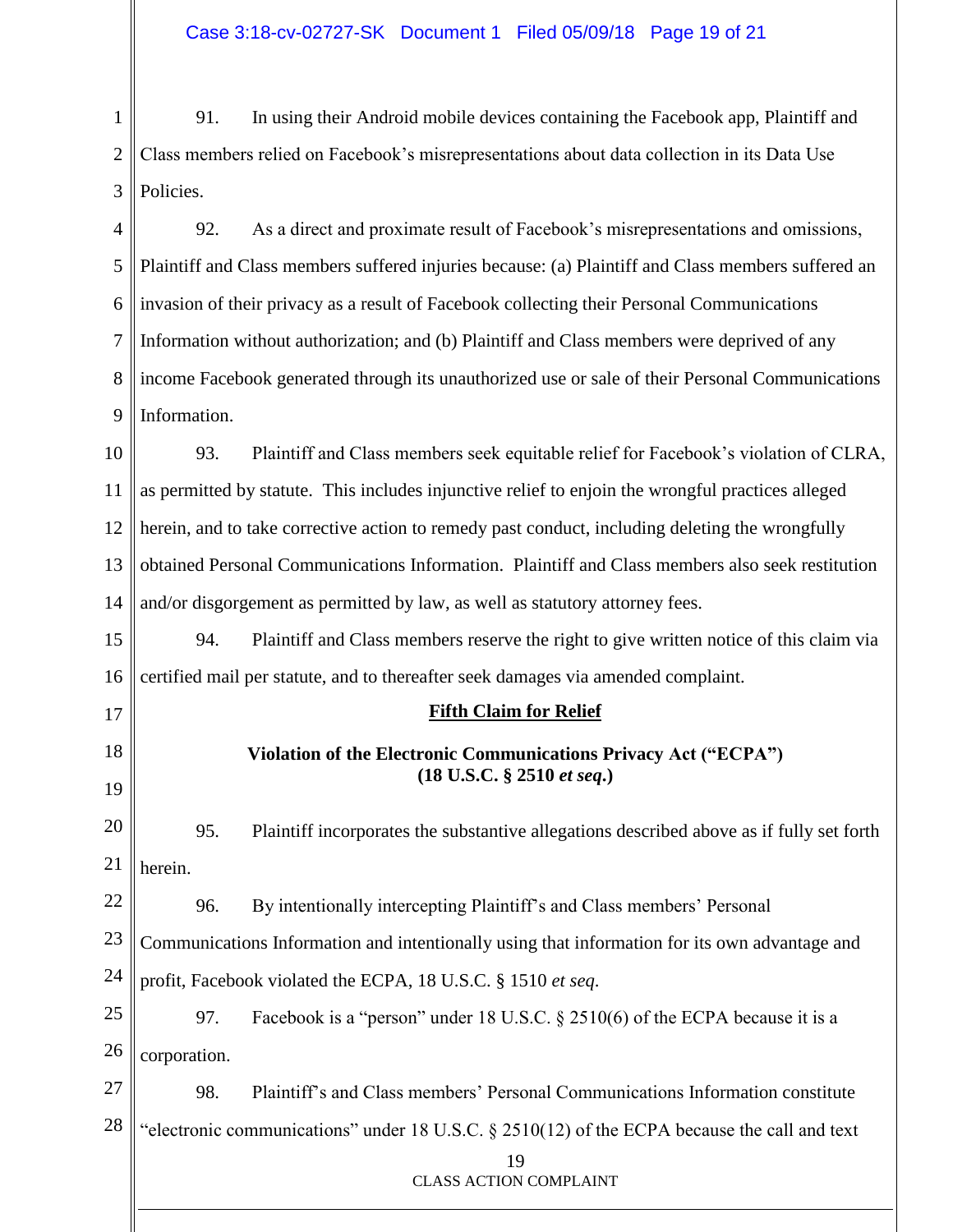91. In using their Android mobile devices containing the Facebook app, Plaintiff and Class members relied on Facebook's misrepresentations about data collection in its Data Use Policies.

92. As a direct and proximate result of Facebook's misrepresentations and omissions, Plaintiff and Class members suffered injuries because: (a) Plaintiff and Class members suffered an invasion of their privacy as a result of Facebook collecting their Personal Communications Information without authorization; and (b) Plaintiff and Class members were deprived of any income Facebook generated through its unauthorized use or sale of their Personal Communications Information.

93. Plaintiff and Class members seek equitable relief for Facebook's violation of CLRA, as permitted by statute. This includes injunctive relief to enjoin the wrongful practices alleged herein, and to take corrective action to remedy past conduct, including deleting the wrongfully obtained Personal Communications Information. Plaintiff and Class members also seek restitution and/or disgorgement as permitted by law, as well as statutory attorney fees.

94. Plaintiff and Class members reserve the right to give written notice of this claim via certified mail per statute, and to thereafter seek damages via amended complaint.

## Fifth Claim for Relief

### Violation of the Electronic Communications Privacy Act ("ECPA") (18 U.S.C. § 2510 *et seq.*)

95. Plaintiff incorporates the substantive allegations described above as if fully set forth herein.

96. By intentionally intercepting Plaintiff's and Class members' Personal Communications Information and intentionally using that information for its own advantage and profit, Facebook violated the ECPA, 18 U.S.C. § 1510 *et seq.*

97. Facebook is a "person" under 18 U.S.C. § 2510(6) of the ECPA because it is a corporation.

98. Plaintiff's and Class members' Personal Communications Information constitute "electronic communications" under 18 U.S.C. § 2510(12) of the ECPA because the call and text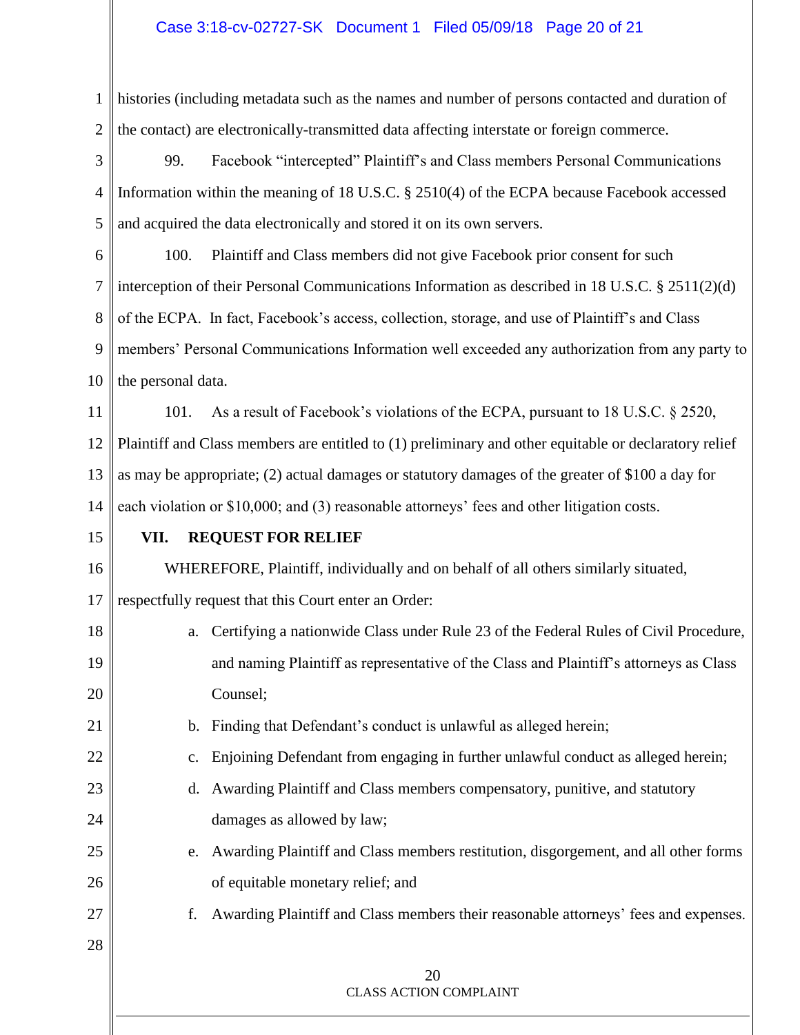histories (including metadata such as the names and number of persons contacted and duration of the contact) are electronically-transmitted data affecting interstate or foreign commerce.

99. Facebook "intercepted" Plaintiff's and Class members Personal Communications Information within the meaning of 18 U.S.C. § 2510(4) of the ECPA because Facebook accessed and acquired the data electronically and stored it on its own servers.

100. Plaintiff and Class members did not give Facebook prior consent for such interception of their Personal Communications Information as described in 18 U.S.C. § 2511(2)(d) of the ECPA. In fact, Facebook's access, collection, storage, and use of Plaintiff's and Class members' Personal Communications Information well exceeded any authorization from any party to the personal data.

101. As a result of Facebook's violations of the ECPA, pursuant to 18 U.S.C. § 2520, Plaintiff and Class members are entitled to (1) preliminary and other equitable or declaratory relief as may be appropriate; (2) actual damages or statutory damages of the greater of $100 a day for each violation or $10,000; and (3) reasonable attorneys' fees and other litigation costs.

## VII. REQUEST FOR RELIEF

WHEREFORE, Plaintiff, individually and on behalf of all others similarly situated, respectfully request that this Court enter an Order:

a. Certifying a nationwide Class under Rule 23 of the Federal Rules of Civil Procedure, and naming Plaintiff as representative of the Class and Plaintiff's attorneys as Class Counsel;

b. Finding that Defendant's conduct is unlawful as alleged herein;

c. Enjoining Defendant from engaging in further unlawful conduct as alleged herein;

d. Awarding Plaintiff and Class members compensatory, punitive, and statutory damages as allowed by law;

e. Awarding Plaintiff and Class members restitution, disgorgement, and all other forms of equitable monetary relief; and

f. Awarding Plaintiff and Class members their reasonable attorneys' fees and expenses.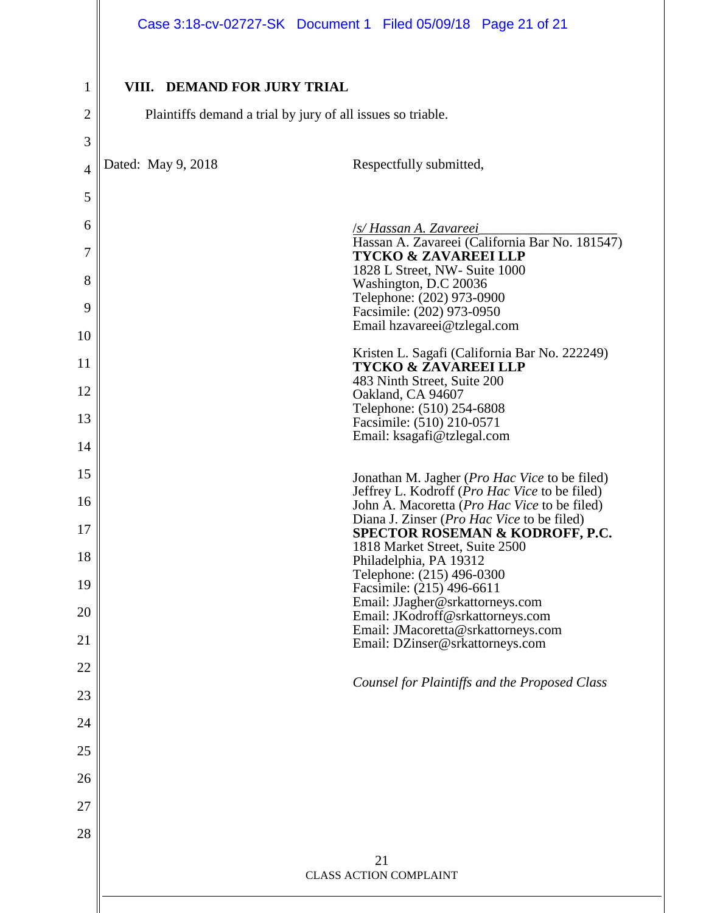## VIII. DEMAND FOR JURY TRIAL

Plaintiffs demand a trial by jury of all issues so triable.

Dated: May 9, 2018

Respectfully submitted,

/s/ Hassan A. Zavareei
Hassan A. Zavareei (California Bar No. 181547)
**TYCKO & ZAVAREEI LLP**
1828 L Street, NW- Suite 1000
Washington, D.C 20036
Telephone: (202) 973-0900
Facsimile: (202) 973-0950
Email hzavareei@tzlegal.com

Kristen L. Sagafi (California Bar No. 222249)
**TYCKO & ZAVAREEI LLP**
483 Ninth Street, Suite 200
Oakland, CA 94607
Telephone: (510) 254-6808
Facsimile: (510) 210-0571
Email: ksagafi@tzlegal.com

Jonathan M. Jagher (*Pro Hac Vice* to be filed)
Jeffrey L. Kodroff (*Pro Hac Vice* to be filed)
John A. Macoretta (*Pro Hac Vice* to be filed)
Diana J. Zinser (*Pro Hac Vice* to be filed)
**SPECTOR ROSEMAN & KODROFF, P.C.**
1818 Market Street, Suite 2500
Philadelphia, PA 19312
Telephone: (215) 496-0300
Facsimile: (215) 496-6611
Email: JJagher@srkattorneys.com
Email: JKodroff@srkattorneys.com
Email: JMacoretta@srkattorneys.com
Email: DZinser@srkattorneys.com

*Counsel for Plaintiffs and the Proposed Class*

CLASS ACTION COMPLAINT